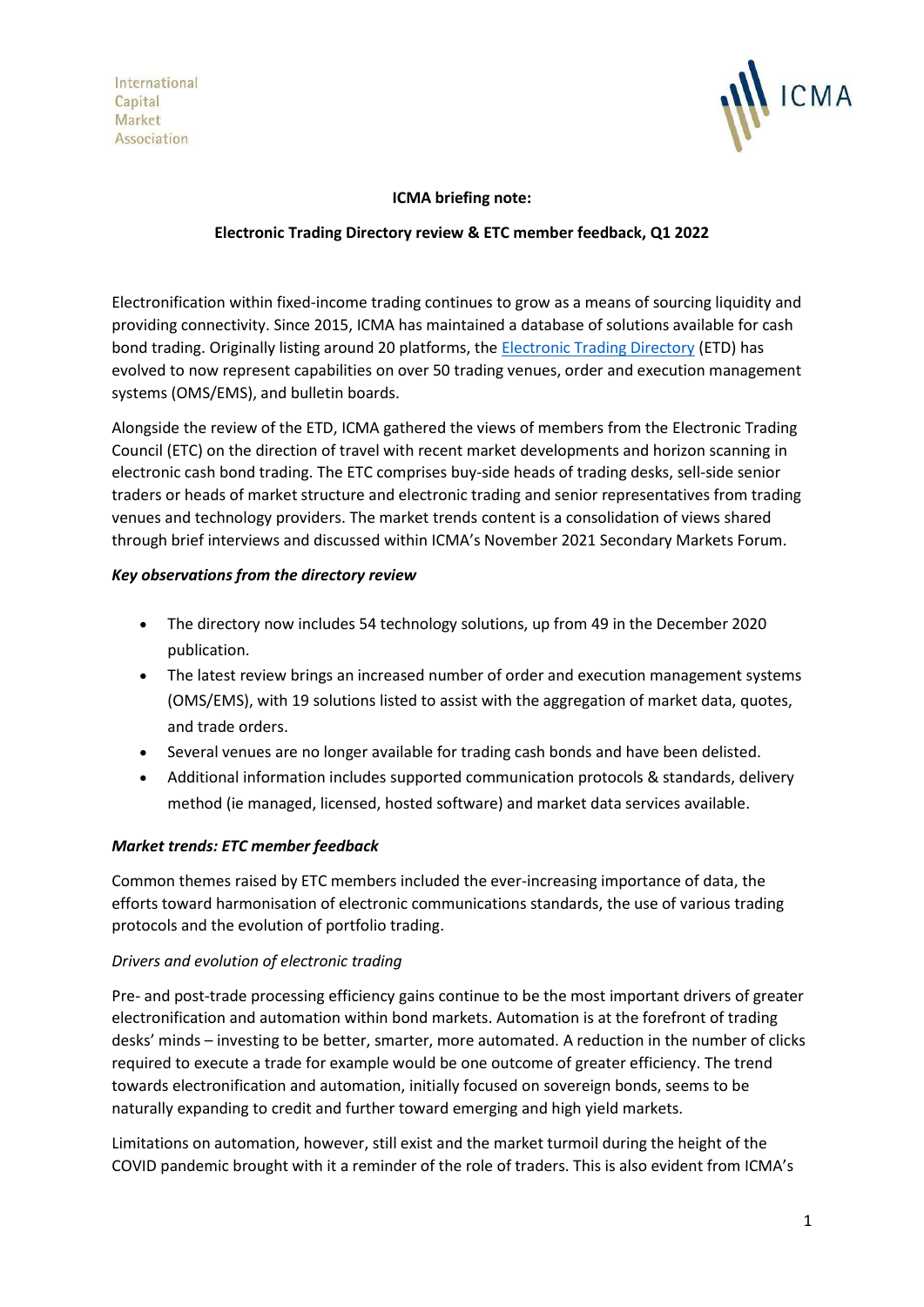International
Capital
Market
Association

**ICMA briefing note:**

**Electronic Trading Directory review & ETC member feedback, Q1 2022**

Electronification within fixed-income trading continues to grow as a means of sourcing liquidity and providing connectivity. Since 2015, ICMA has maintained a database of solutions available for cash bond trading. Originally listing around 20 platforms, the [Electronic Trading Directory](#) (ETD) has evolved to now represent capabilities on over 50 trading venues, order and execution management systems (OMS/EMS), and bulletin boards.

Alongside the review of the ETD, ICMA gathered the views of members from the Electronic Trading Council (ETC) on the direction of travel with recent market developments and horizon scanning in electronic cash bond trading. The ETC comprises buy-side heads of trading desks, sell-side senior traders or heads of market structure and electronic trading and senior representatives from trading venues and technology providers. The market trends content is a consolidation of views shared through brief interviews and discussed within ICMA's November 2021 Secondary Markets Forum.

***Key observations from the directory review***

- The directory now includes 54 technology solutions, up from 49 in the December 2020 publication.
- The latest review brings an increased number of order and execution management systems (OMS/EMS), with 19 solutions listed to assist with the aggregation of market data, quotes, and trade orders.
- Several venues are no longer available for trading cash bonds and have been delisted.
- Additional information includes supported communication protocols & standards, delivery method (ie managed, licensed, hosted software) and market data services available.

***Market trends: ETC member feedback***

Common themes raised by ETC members included the ever-increasing importance of data, the efforts toward harmonisation of electronic communications standards, the use of various trading protocols and the evolution of portfolio trading.

*Drivers and evolution of electronic trading*

Pre- and post-trade processing efficiency gains continue to be the most important drivers of greater electronification and automation within bond markets. Automation is at the forefront of trading desks' minds – investing to be better, smarter, more automated. A reduction in the number of clicks required to execute a trade for example would be one outcome of greater efficiency. The trend towards electronification and automation, initially focused on sovereign bonds, seems to be naturally expanding to credit and further toward emerging and high yield markets.

Limitations on automation, however, still exist and the market turmoil during the height of the COVID pandemic brought with it a reminder of the role of traders. This is also evident from ICMA's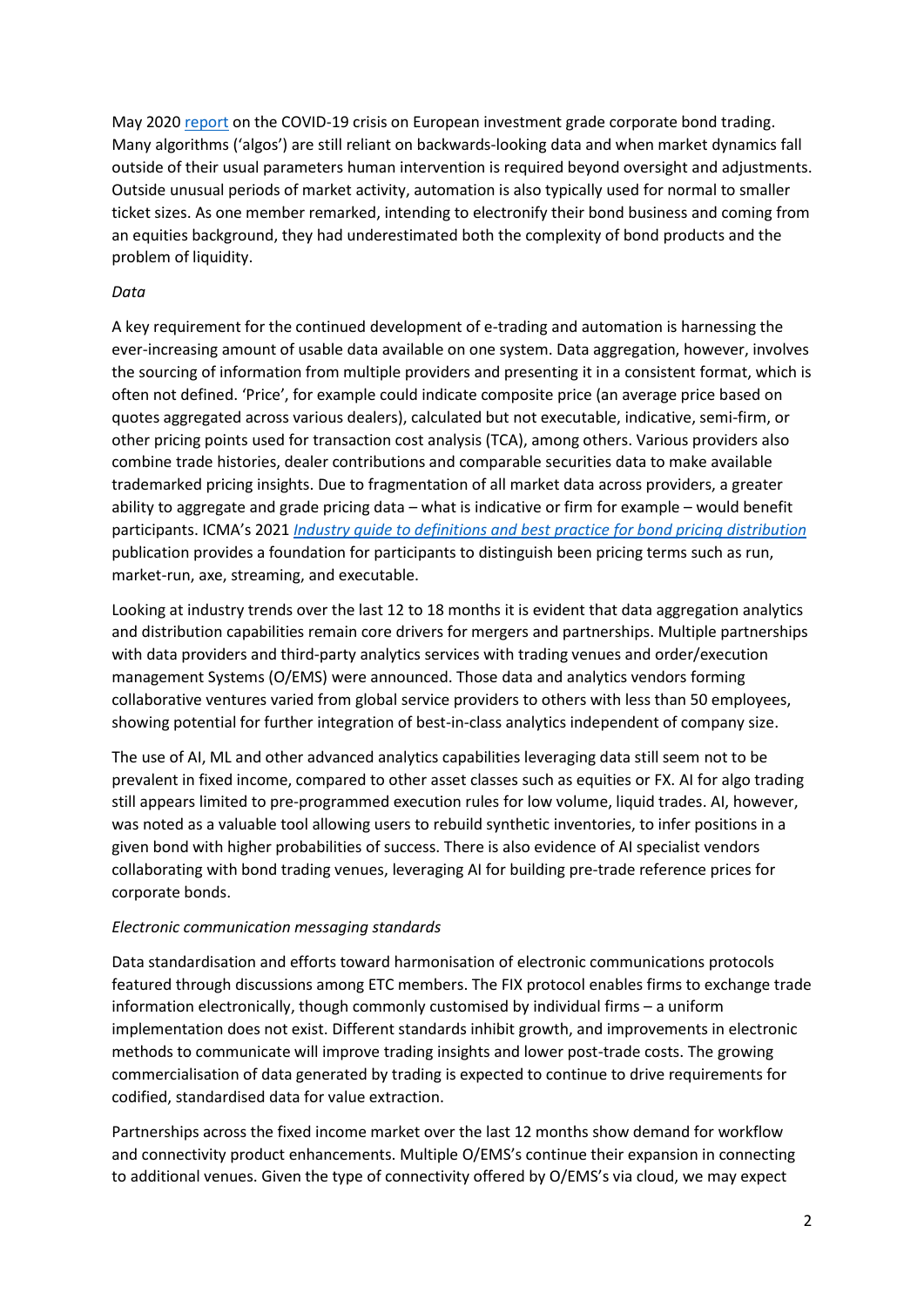May 2020 report on the COVID-19 crisis on European investment grade corporate bond trading. Many algorithms ('algos') are still reliant on backwards-looking data and when market dynamics fall outside of their usual parameters human intervention is required beyond oversight and adjustments. Outside unusual periods of market activity, automation is also typically used for normal to smaller ticket sizes. As one member remarked, intending to electronify their bond business and coming from an equities background, they had underestimated both the complexity of bond products and the problem of liquidity.

*Data*

A key requirement for the continued development of e-trading and automation is harnessing the ever-increasing amount of usable data available on one system. Data aggregation, however, involves the sourcing of information from multiple providers and presenting it in a consistent format, which is often not defined. 'Price', for example could indicate composite price (an average price based on quotes aggregated across various dealers), calculated but not executable, indicative, semi-firm, or other pricing points used for transaction cost analysis (TCA), among others. Various providers also combine trade histories, dealer contributions and comparable securities data to make available trademarked pricing insights. Due to fragmentation of all market data across providers, a greater ability to aggregate and grade pricing data – what is indicative or firm for example – would benefit participants. ICMA's 2021 *Industry guide to definitions and best practice for bond pricing distribution* publication provides a foundation for participants to distinguish been pricing terms such as run, market-run, axe, streaming, and executable.

Looking at industry trends over the last 12 to 18 months it is evident that data aggregation analytics and distribution capabilities remain core drivers for mergers and partnerships. Multiple partnerships with data providers and third-party analytics services with trading venues and order/execution management Systems (O/EMS) were announced. Those data and analytics vendors forming collaborative ventures varied from global service providers to others with less than 50 employees, showing potential for further integration of best-in-class analytics independent of company size.

The use of AI, ML and other advanced analytics capabilities leveraging data still seem not to be prevalent in fixed income, compared to other asset classes such as equities or FX. AI for algo trading still appears limited to pre-programmed execution rules for low volume, liquid trades. AI, however, was noted as a valuable tool allowing users to rebuild synthetic inventories, to infer positions in a given bond with higher probabilities of success. There is also evidence of AI specialist vendors collaborating with bond trading venues, leveraging AI for building pre-trade reference prices for corporate bonds.

*Electronic communication messaging standards*

Data standardisation and efforts toward harmonisation of electronic communications protocols featured through discussions among ETC members. The FIX protocol enables firms to exchange trade information electronically, though commonly customised by individual firms – a uniform implementation does not exist. Different standards inhibit growth, and improvements in electronic methods to communicate will improve trading insights and lower post-trade costs. The growing commercialisation of data generated by trading is expected to continue to drive requirements for codified, standardised data for value extraction.

Partnerships across the fixed income market over the last 12 months show demand for workflow and connectivity product enhancements. Multiple O/EMS's continue their expansion in connecting to additional venues. Given the type of connectivity offered by O/EMS's via cloud, we may expect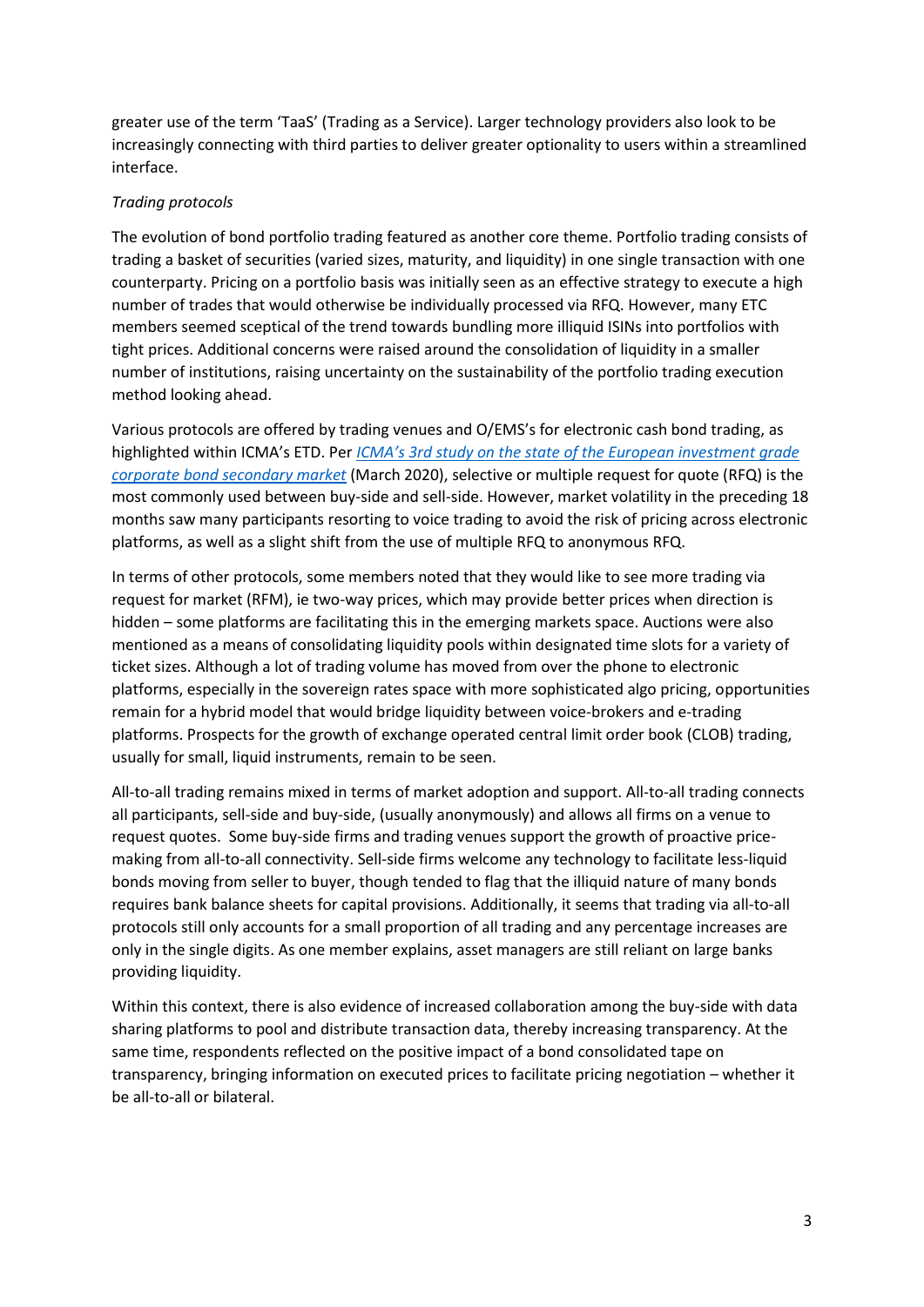greater use of the term 'TaaS' (Trading as a Service). Larger technology providers also look to be increasingly connecting with third parties to deliver greater optionality to users within a streamlined interface.

*Trading protocols*

The evolution of bond portfolio trading featured as another core theme. Portfolio trading consists of trading a basket of securities (varied sizes, maturity, and liquidity) in one single transaction with one counterparty. Pricing on a portfolio basis was initially seen as an effective strategy to execute a high number of trades that would otherwise be individually processed via RFQ. However, many ETC members seemed sceptical of the trend towards bundling more illiquid ISINs into portfolios with tight prices. Additional concerns were raised around the consolidation of liquidity in a smaller number of institutions, raising uncertainty on the sustainability of the portfolio trading execution method looking ahead.

Various protocols are offered by trading venues and O/EMS's for electronic cash bond trading, as highlighted within ICMA's ETD. Per *ICMA's 3rd study on the state of the European investment grade corporate bond secondary market* (March 2020), selective or multiple request for quote (RFQ) is the most commonly used between buy-side and sell-side. However, market volatility in the preceding 18 months saw many participants resorting to voice trading to avoid the risk of pricing across electronic platforms, as well as a slight shift from the use of multiple RFQ to anonymous RFQ.

In terms of other protocols, some members noted that they would like to see more trading via request for market (RFM), ie two-way prices, which may provide better prices when direction is hidden – some platforms are facilitating this in the emerging markets space. Auctions were also mentioned as a means of consolidating liquidity pools within designated time slots for a variety of ticket sizes. Although a lot of trading volume has moved from over the phone to electronic platforms, especially in the sovereign rates space with more sophisticated algo pricing, opportunities remain for a hybrid model that would bridge liquidity between voice-brokers and e-trading platforms. Prospects for the growth of exchange operated central limit order book (CLOB) trading, usually for small, liquid instruments, remain to be seen.

All-to-all trading remains mixed in terms of market adoption and support. All-to-all trading connects all participants, sell-side and buy-side, (usually anonymously) and allows all firms on a venue to request quotes. Some buy-side firms and trading venues support the growth of proactive price-making from all-to-all connectivity. Sell-side firms welcome any technology to facilitate less-liquid bonds moving from seller to buyer, though tended to flag that the illiquid nature of many bonds requires bank balance sheets for capital provisions. Additionally, it seems that trading via all-to-all protocols still only accounts for a small proportion of all trading and any percentage increases are only in the single digits. As one member explains, asset managers are still reliant on large banks providing liquidity.

Within this context, there is also evidence of increased collaboration among the buy-side with data sharing platforms to pool and distribute transaction data, thereby increasing transparency. At the same time, respondents reflected on the positive impact of a bond consolidated tape on transparency, bringing information on executed prices to facilitate pricing negotiation – whether it be all-to-all or bilateral.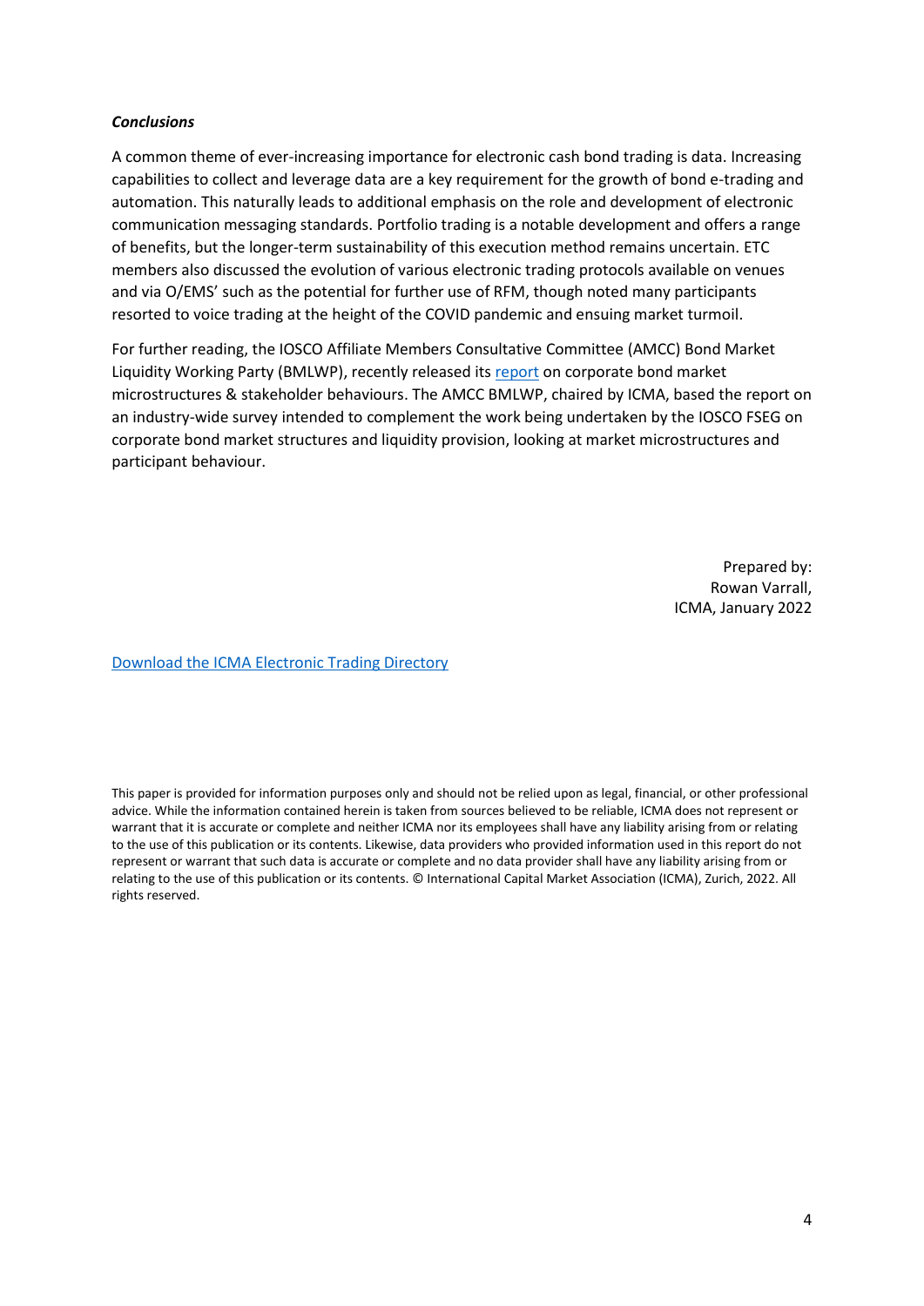***Conclusions***

A common theme of ever-increasing importance for electronic cash bond trading is data. Increasing capabilities to collect and leverage data are a key requirement for the growth of bond e-trading and automation. This naturally leads to additional emphasis on the role and development of electronic communication messaging standards. Portfolio trading is a notable development and offers a range of benefits, but the longer-term sustainability of this execution method remains uncertain. ETC members also discussed the evolution of various electronic trading protocols available on venues and via O/EMS' such as the potential for further use of RFM, though noted many participants resorted to voice trading at the height of the COVID pandemic and ensuing market turmoil.

For further reading, the IOSCO Affiliate Members Consultative Committee (AMCC) Bond Market Liquidity Working Party (BMLWP), recently released its [report]() on corporate bond market microstructures & stakeholder behaviours. The AMCC BMLWP, chaired by ICMA, based the report on an industry-wide survey intended to complement the work being undertaken by the IOSCO FSEG on corporate bond market structures and liquidity provision, looking at market microstructures and participant behaviour.

Prepared by:
Rowan Varrall,
ICMA, January 2022

[Download the ICMA Electronic Trading Directory]()

This paper is provided for information purposes only and should not be relied upon as legal, financial, or other professional advice. While the information contained herein is taken from sources believed to be reliable, ICMA does not represent or warrant that it is accurate or complete and neither ICMA nor its employees shall have any liability arising from or relating to the use of this publication or its contents. Likewise, data providers who provided information used in this report do not represent or warrant that such data is accurate or complete and no data provider shall have any liability arising from or relating to the use of this publication or its contents. © International Capital Market Association (ICMA), Zurich, 2022. All rights reserved.